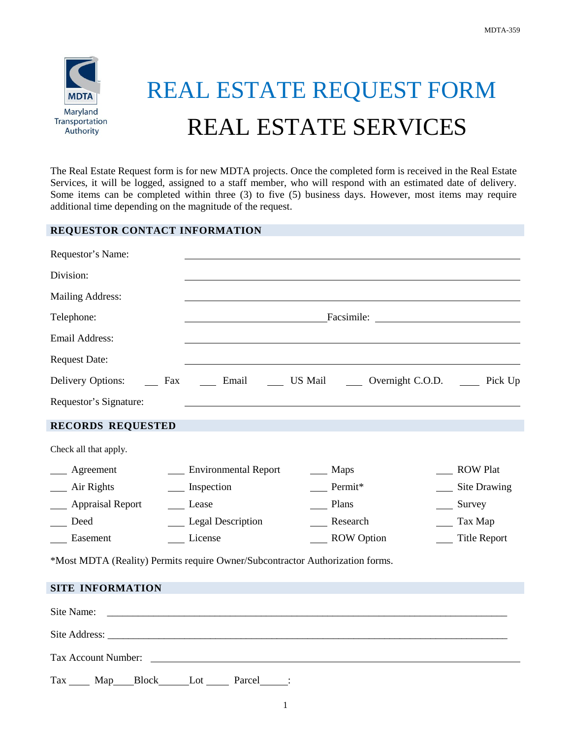MDTA-359

Maryland Transportation Authority

# REAL ESTATE REQUEST FORM

# REAL ESTATE SERVICES

The Real Estate Request form is for new MDTA projects. Once the completed form is received in the Real Estate Services, it will be logged, assigned to a staff member, who will respond with an estimated date of delivery. Some items can be completed within three (3) to five (5) business days. However, most items may require additional time depending on the magnitude of the request.

## REQUESTOR CONTACT INFORMATION

Requestor's Name: ______________________________

Division: ______________________________

Mailing Address: ______________________________

Telephone: ______________________________ Facsimile: ______________________________

Email Address: ______________________________

Request Date: ______________________________

Delivery Options: ___ Fax ___ Email ___ US Mail ___ Overnight C.O.D. ___ Pick Up

Requestor's Signature: ______________________________

## RECORDS REQUESTED

Check all that apply.

| | | | |
|---|---|---|---|
| ___ Agreement | ___ Environmental Report | ___ Maps | ___ ROW Plat |
| ___ Air Rights | ___ Inspection | ___ Permit* | ___ Site Drawing |
| ___ Appraisal Report | ___ Lease | ___ Plans | ___ Survey |
| ___ Deed | ___ Legal Description | ___ Research | ___ Tax Map |
| ___ Easement | ___ License | ___ ROW Option | ___ Title Report |

*Most MDTA (Reality) Permits require Owner/Subcontractor Authorization forms.

## SITE INFORMATION

Site Name: ______________________________

Site Address: ______________________________

Tax Account Number: ______________________________

Tax ____ Map____Block______Lot ____ Parcel_____: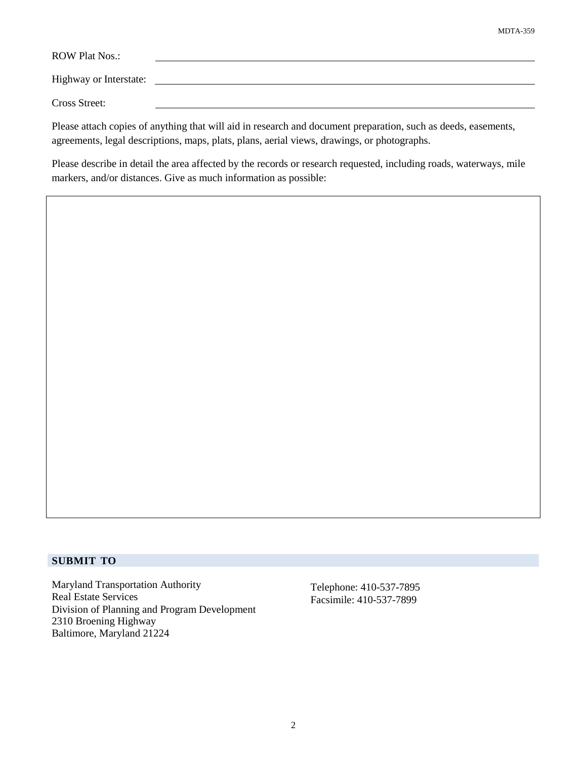ROW Plat Nos.: \_\_\_\_\_\_\_\_\_\_\_\_\_\_\_\_\_\_\_\_\_\_\_\_\_\_\_\_\_\_

Highway or Interstate: \_\_\_\_\_\_\_\_\_\_\_\_\_\_\_\_\_\_\_\_\_\_\_\_\_\_\_\_\_\_

Cross Street: \_\_\_\_\_\_\_\_\_\_\_\_\_\_\_\_\_\_\_\_\_\_\_\_\_\_\_\_\_\_

Please attach copies of anything that will aid in research and document preparation, such as deeds, easements, agreements, legal descriptions, maps, plats, plans, aerial views, drawings, or photographs.

Please describe in detail the area affected by the records or research requested, including roads, waterways, mile markers, and/or distances. Give as much information as possible:

| |
|---|
| |

## SUBMIT TO

Maryland Transportation Authority
Real Estate Services
Division of Planning and Program Development
2310 Broening Highway
Baltimore, Maryland 21224

Telephone: 410-537-7895
Facsimile: 410-537-7899